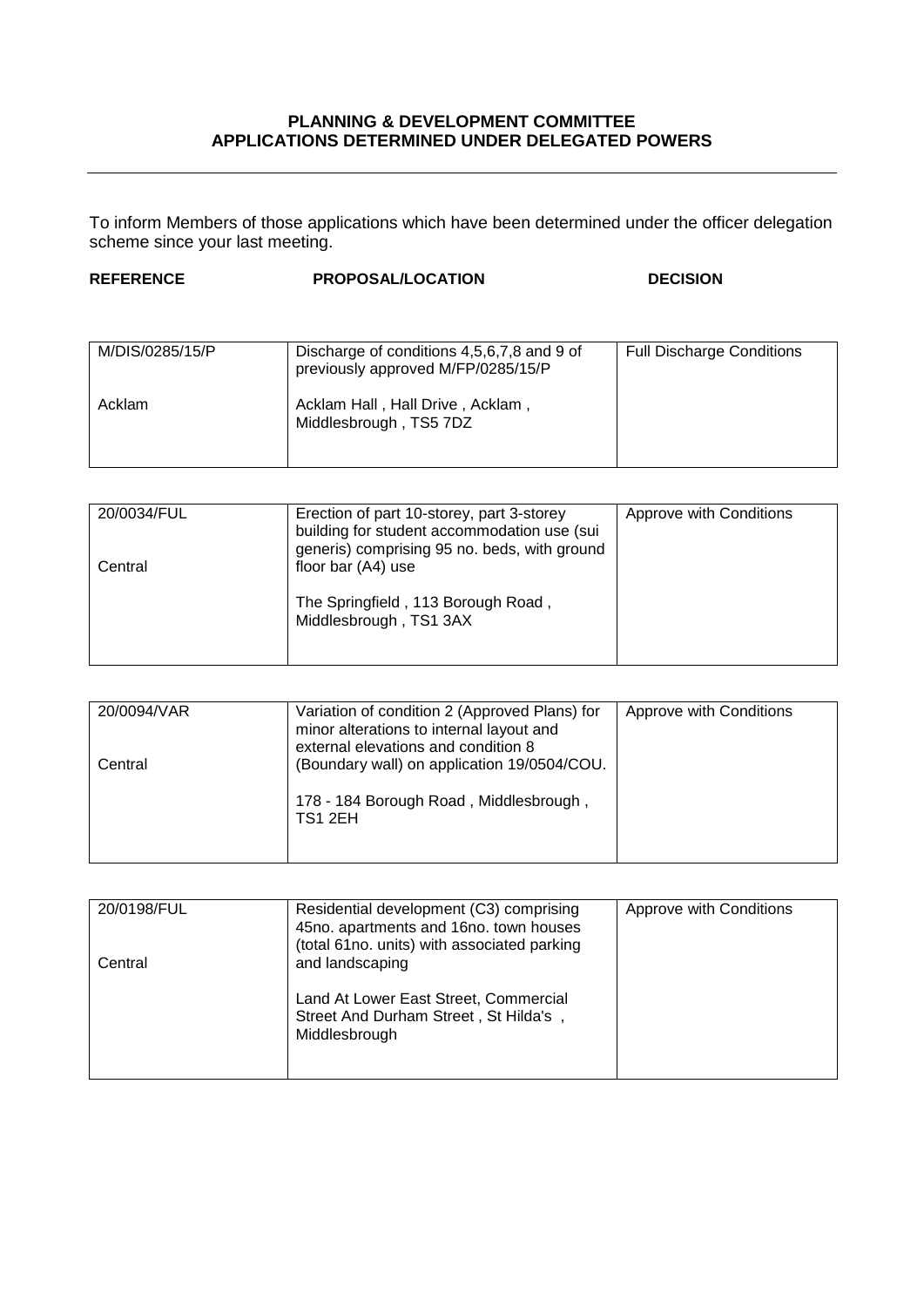**PLANNING & DEVELOPMENT COMMITTEE**
**APPLICATIONS DETERMINED UNDER DELEGATED POWERS**

---

To inform Members of those applications which have been determined under the officer delegation scheme since your last meeting.

| REFERENCE | PROPOSAL/LOCATION | DECISION |
|---|---|---|
| M/DIS/0285/15/P<br><br>Acklam | Discharge of conditions 4,5,6,7,8 and 9 of previously approved M/FP/0285/15/P<br><br>Acklam Hall , Hall Drive , Acklam , Middlesbrough , TS5 7DZ | Full Discharge Conditions |
| 20/0034/FUL<br><br>Central | Erection of part 10-storey, part 3-storey building for student accommodation use (sui generis) comprising 95 no. beds, with ground floor bar (A4) use<br><br>The Springfield , 113 Borough Road , Middlesbrough , TS1 3AX | Approve with Conditions |
| 20/0094/VAR<br><br>Central | Variation of condition 2 (Approved Plans) for minor alterations to internal layout and external elevations and condition 8 (Boundary wall) on application 19/0504/COU.<br><br>178 - 184 Borough Road , Middlesbrough , TS1 2EH | Approve with Conditions |
| 20/0198/FUL<br><br>Central | Residential development (C3) comprising 45no. apartments and 16no. town houses (total 61no. units) with associated parking and landscaping<br><br>Land At Lower East Street, Commercial Street And Durham Street , St Hilda's , Middlesbrough | Approve with Conditions |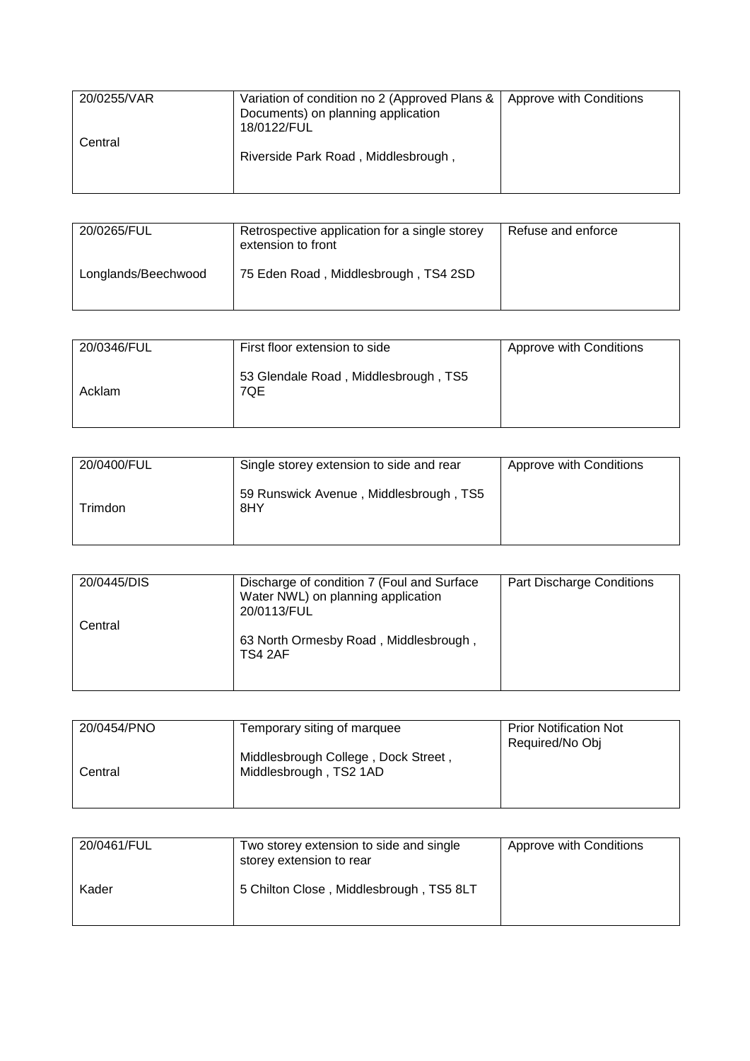| 20/0255/VAR<br><br>Central | Variation of condition no 2 (Approved Plans & Documents) on planning application 18/0122/FUL<br><br>Riverside Park Road , Middlesbrough , | Approve with Conditions |
|---|---|---|

| 20/0265/FUL<br><br>Longlands/Beechwood | Retrospective application for a single storey extension to front<br><br>75 Eden Road , Middlesbrough , TS4 2SD | Refuse and enforce |
|---|---|---|

| 20/0346/FUL<br><br>Acklam | First floor extension to side<br><br>53 Glendale Road , Middlesbrough , TS5 7QE | Approve with Conditions |
|---|---|---|

| 20/0400/FUL<br><br>Trimdon | Single storey extension to side and rear<br><br>59 Runswick Avenue , Middlesbrough , TS5 8HY | Approve with Conditions |
|---|---|---|

| 20/0445/DIS<br><br>Central | Discharge of condition 7 (Foul and Surface Water NWL) on planning application 20/0113/FUL<br><br>63 North Ormesby Road , Middlesbrough , TS4 2AF | Part Discharge Conditions |
|---|---|---|

| 20/0454/PNO<br><br>Central | Temporary siting of marquee<br><br>Middlesbrough College , Dock Street , Middlesbrough , TS2 1AD | Prior Notification Not Required/No Obj |
|---|---|---|

| 20/0461/FUL<br><br>Kader | Two storey extension to side and single storey extension to rear<br><br>5 Chilton Close , Middlesbrough , TS5 8LT | Approve with Conditions |
|---|---|---|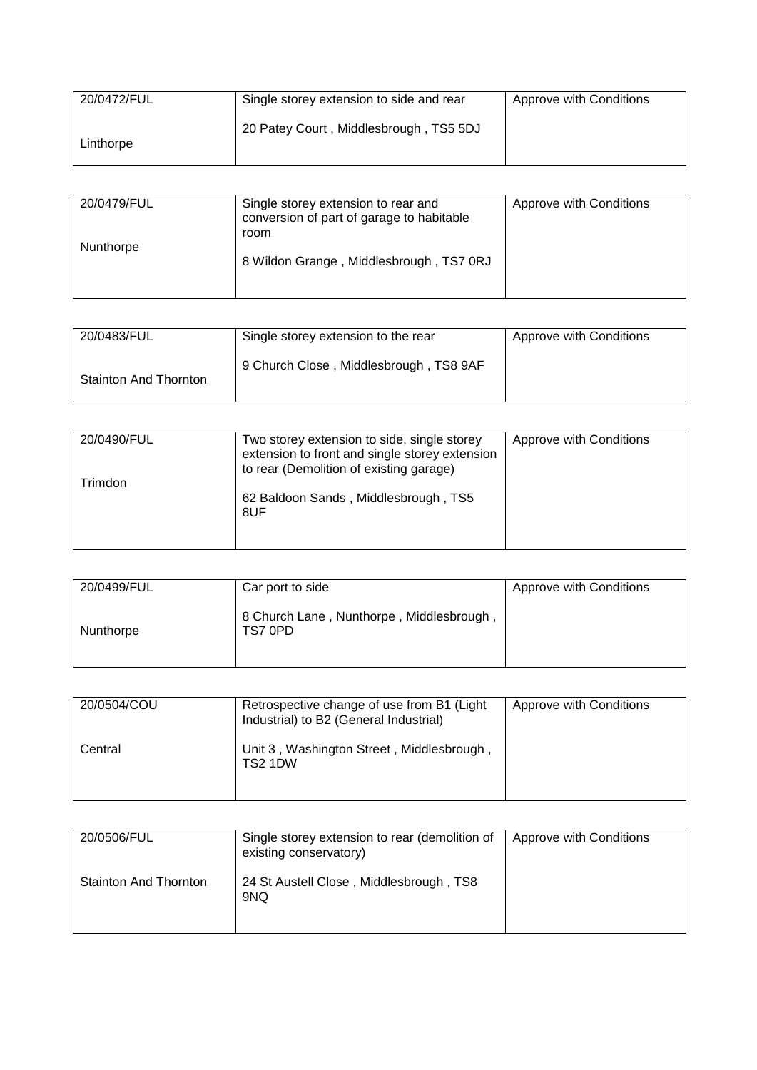| 20/0472/FUL<br><br>Linthorpe | Single storey extension to side and rear<br><br>20 Patey Court , Middlesbrough , TS5 5DJ | Approve with Conditions |
|---|---|---|

| 20/0479/FUL<br><br>Nunthorpe | Single storey extension to rear and conversion of part of garage to habitable room<br><br>8 Wildon Grange , Middlesbrough , TS7 0RJ | Approve with Conditions |
|---|---|---|

| 20/0483/FUL<br><br>Stainton And Thornton | Single storey extension to the rear<br><br>9 Church Close , Middlesbrough , TS8 9AF | Approve with Conditions |
|---|---|---|

| 20/0490/FUL<br><br>Trimdon | Two storey extension to side, single storey extension to front and single storey extension to rear (Demolition of existing garage)<br><br>62 Baldoon Sands , Middlesbrough , TS5 8UF | Approve with Conditions |
|---|---|---|

| 20/0499/FUL<br><br>Nunthorpe | Car port to side<br><br>8 Church Lane , Nunthorpe , Middlesbrough , TS7 0PD | Approve with Conditions |
|---|---|---|

| 20/0504/COU<br><br>Central | Retrospective change of use from B1 (Light Industrial) to B2 (General Industrial)<br><br>Unit 3 , Washington Street , Middlesbrough , TS2 1DW | Approve with Conditions |
|---|---|---|

| 20/0506/FUL<br><br>Stainton And Thornton | Single storey extension to rear (demolition of existing conservatory)<br><br>24 St Austell Close , Middlesbrough , TS8 9NQ | Approve with Conditions |
|---|---|---|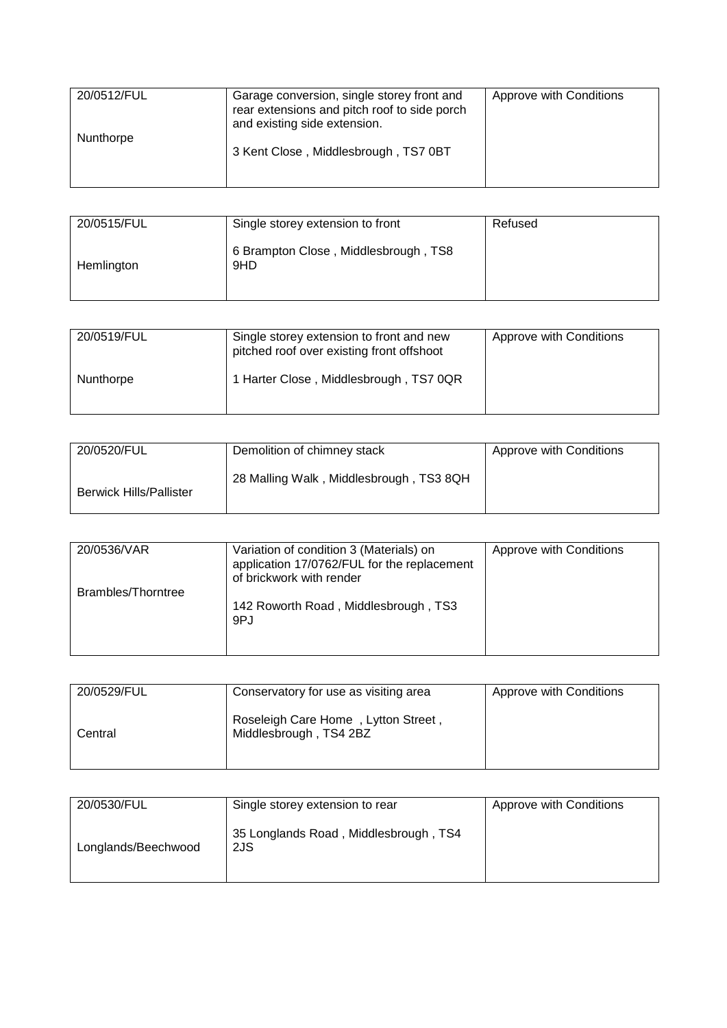| 20/0512/FUL<br><br>Nunthorpe | Garage conversion, single storey front and rear extensions and pitch roof to side porch and existing side extension.<br><br>3 Kent Close , Middlesbrough , TS7 0BT | Approve with Conditions |
|---|---|---|

| 20/0515/FUL<br><br>Hemlington | Single storey extension to front<br><br>6 Brampton Close , Middlesbrough , TS8 9HD | Refused |
|---|---|---|

| 20/0519/FUL<br><br>Nunthorpe | Single storey extension to front and new pitched roof over existing front offshoot<br><br>1 Harter Close , Middlesbrough , TS7 0QR | Approve with Conditions |
|---|---|---|

| 20/0520/FUL<br><br>Berwick Hills/Pallister | Demolition of chimney stack<br><br>28 Malling Walk , Middlesbrough , TS3 8QH | Approve with Conditions |
|---|---|---|

| 20/0536/VAR<br><br>Brambles/Thorntree | Variation of condition 3 (Materials) on application 17/0762/FUL for the replacement of brickwork with render<br><br>142 Roworth Road , Middlesbrough , TS3 9PJ | Approve with Conditions |
|---|---|---|

| 20/0529/FUL<br><br>Central | Conservatory for use as visiting area<br><br>Roseleigh Care Home , Lytton Street , Middlesbrough , TS4 2BZ | Approve with Conditions |
|---|---|---|

| 20/0530/FUL<br><br>Longlands/Beechwood | Single storey extension to rear<br><br>35 Longlands Road , Middlesbrough , TS4 2JS | Approve with Conditions |
|---|---|---|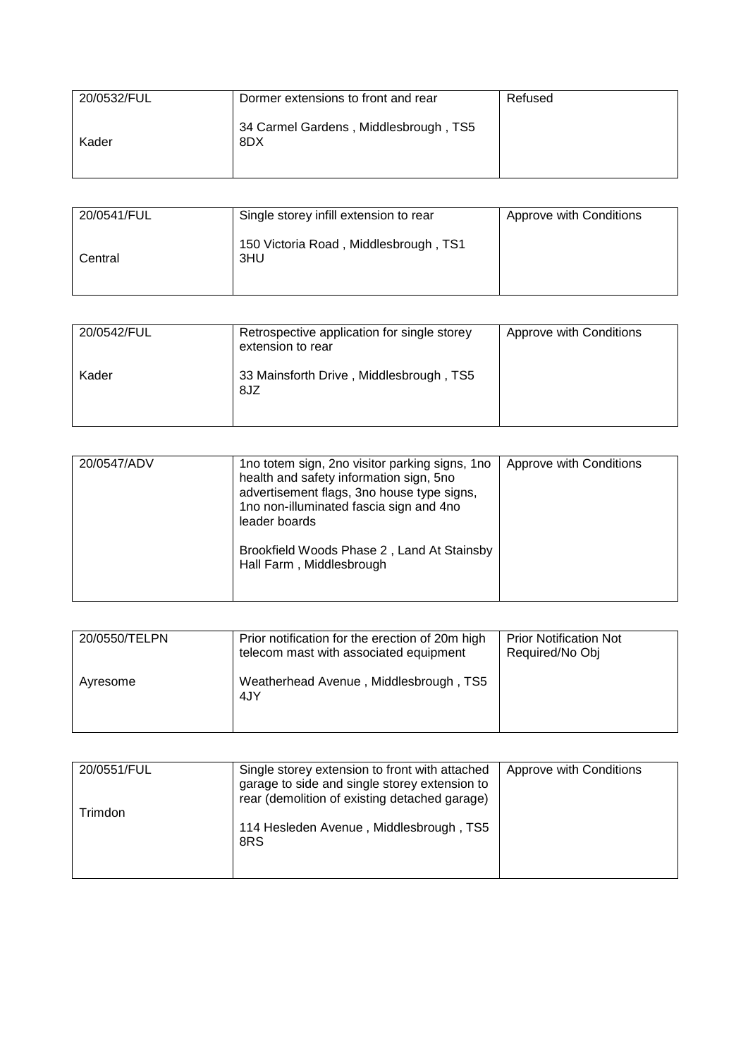| | | |
|---|---|---|
| 20/0532/FUL<br><br>Kader | Dormer extensions to front and rear<br><br>34 Carmel Gardens , Middlesbrough , TS5 8DX | Refused |

| | | |
|---|---|---|
| 20/0541/FUL<br><br>Central | Single storey infill extension to rear<br><br>150 Victoria Road , Middlesbrough , TS1 3HU | Approve with Conditions |

| | | |
|---|---|---|
| 20/0542/FUL<br><br>Kader | Retrospective application for single storey extension to rear<br><br>33 Mainsforth Drive , Middlesbrough , TS5 8JZ | Approve with Conditions |

| | | |
|---|---|---|
| 20/0547/ADV | 1no totem sign, 2no visitor parking signs, 1no health and safety information sign, 5no advertisement flags, 3no house type signs, 1no non-illuminated fascia sign and 4no leader boards<br><br>Brookfield Woods Phase 2 , Land At Stainsby Hall Farm , Middlesbrough | Approve with Conditions |

| | | |
|---|---|---|
| 20/0550/TELPN<br><br>Ayresome | Prior notification for the erection of 20m high telecom mast with associated equipment<br><br>Weatherhead Avenue , Middlesbrough , TS5 4JY | Prior Notification Not Required/No Obj |

| | | |
|---|---|---|
| 20/0551/FUL<br><br>Trimdon | Single storey extension to front with attached garage to side and single storey extension to rear (demolition of existing detached garage)<br><br>114 Hesleden Avenue , Middlesbrough , TS5 8RS | Approve with Conditions |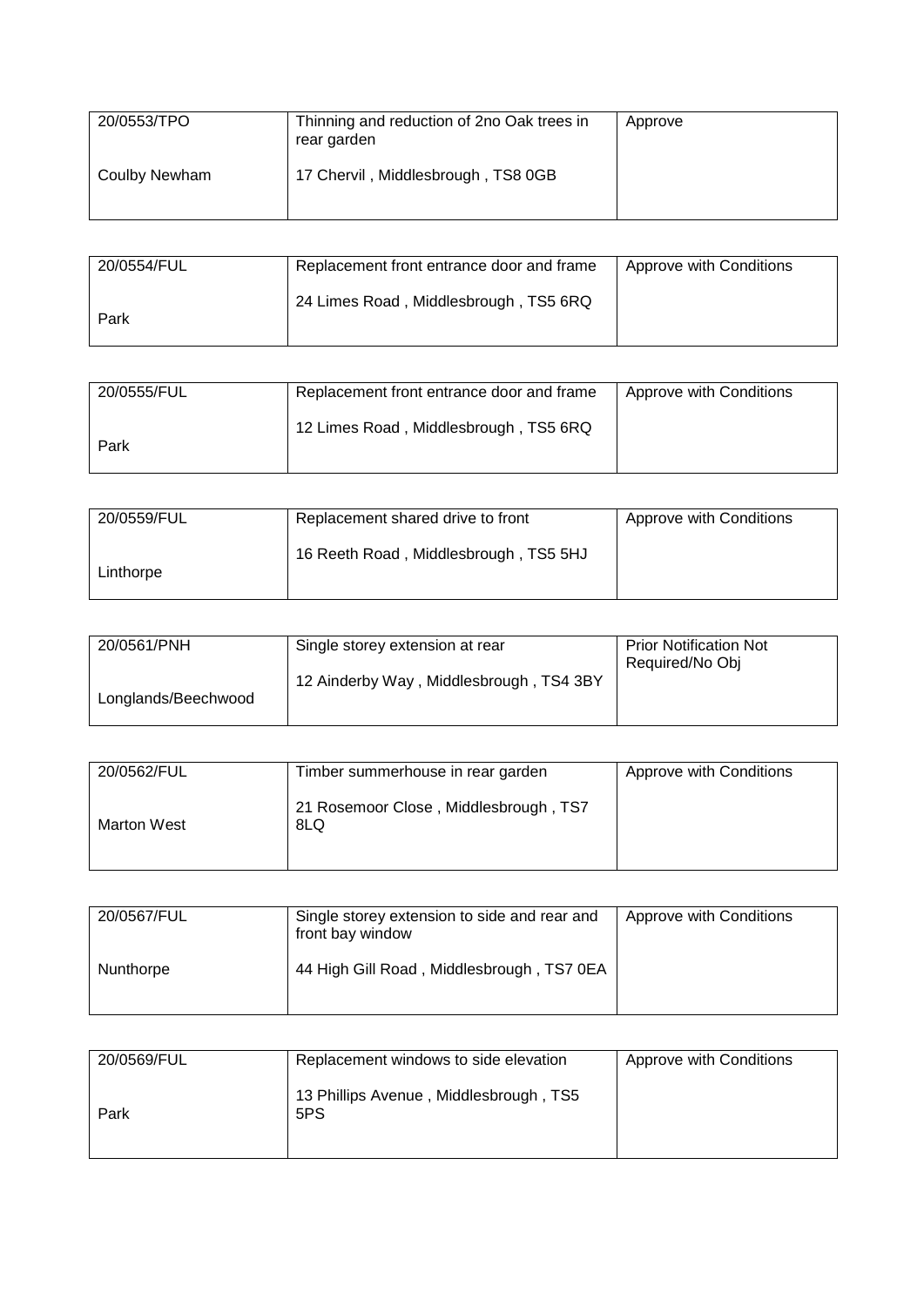| 20/0553/TPO<br><br>Coulby Newham | Thinning and reduction of 2no Oak trees in rear garden<br><br>17 Chervil , Middlesbrough , TS8 0GB | Approve |
|---|---|---|

| 20/0554/FUL<br><br>Park | Replacement front entrance door and frame<br><br>24 Limes Road , Middlesbrough , TS5 6RQ | Approve with Conditions |
|---|---|---|

| 20/0555/FUL<br><br>Park | Replacement front entrance door and frame<br><br>12 Limes Road , Middlesbrough , TS5 6RQ | Approve with Conditions |
|---|---|---|

| 20/0559/FUL<br><br>Linthorpe | Replacement shared drive to front<br><br>16 Reeth Road , Middlesbrough , TS5 5HJ | Approve with Conditions |
|---|---|---|

| 20/0561/PNH<br><br>Longlands/Beechwood | Single storey extension at rear<br><br>12 Ainderby Way , Middlesbrough , TS4 3BY | Prior Notification Not Required/No Obj |
|---|---|---|

| 20/0562/FUL<br><br>Marton West | Timber summerhouse in rear garden<br><br>21 Rosemoor Close , Middlesbrough , TS7 8LQ | Approve with Conditions |
|---|---|---|

| 20/0567/FUL<br><br>Nunthorpe | Single storey extension to side and rear and front bay window<br><br>44 High Gill Road , Middlesbrough , TS7 0EA | Approve with Conditions |
|---|---|---|

| 20/0569/FUL<br><br>Park | Replacement windows to side elevation<br><br>13 Phillips Avenue , Middlesbrough , TS5 5PS | Approve with Conditions |
|---|---|---|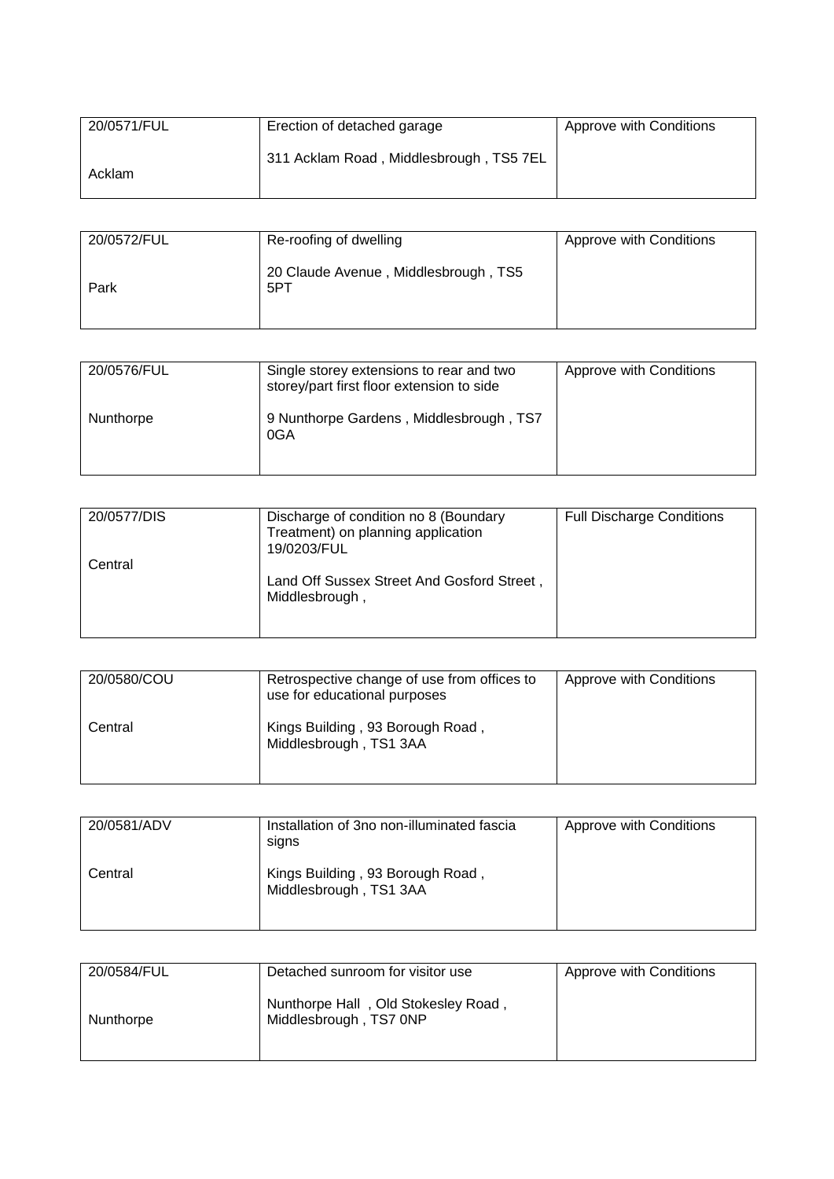| 20/0571/FUL<br><br>Acklam | Erection of detached garage<br><br>311 Acklam Road , Middlesbrough , TS5 7EL | Approve with Conditions |
|---|---|---|

| 20/0572/FUL<br><br>Park | Re-roofing of dwelling<br><br>20 Claude Avenue , Middlesbrough , TS5 5PT | Approve with Conditions |
|---|---|---|

| 20/0576/FUL<br><br>Nunthorpe | Single storey extensions to rear and two storey/part first floor extension to side<br><br>9 Nunthorpe Gardens , Middlesbrough , TS7 0GA | Approve with Conditions |
|---|---|---|

| 20/0577/DIS<br><br>Central | Discharge of condition no 8 (Boundary Treatment) on planning application 19/0203/FUL<br><br>Land Off Sussex Street And Gosford Street , Middlesbrough , | Full Discharge Conditions |
|---|---|---|

| 20/0580/COU<br><br>Central | Retrospective change of use from offices to use for educational purposes<br><br>Kings Building , 93 Borough Road , Middlesbrough , TS1 3AA | Approve with Conditions |
|---|---|---|

| 20/0581/ADV<br><br>Central | Installation of 3no non-illuminated fascia signs<br><br>Kings Building , 93 Borough Road , Middlesbrough , TS1 3AA | Approve with Conditions |
|---|---|---|

| 20/0584/FUL<br><br>Nunthorpe | Detached sunroom for visitor use<br><br>Nunthorpe Hall , Old Stokesley Road , Middlesbrough , TS7 0NP | Approve with Conditions |
|---|---|---|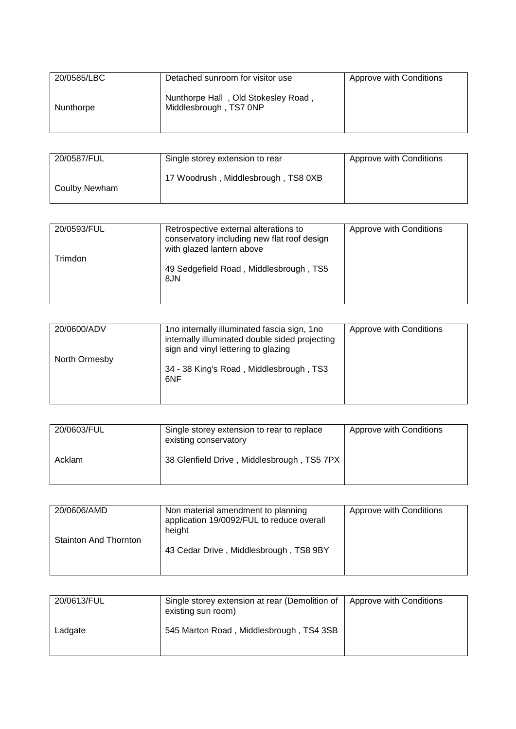| 20/0585/LBC<br><br>Nunthorpe | Detached sunroom for visitor use<br><br>Nunthorpe Hall , Old Stokesley Road , Middlesbrough , TS7 0NP | Approve with Conditions |
|---|---|---|

| 20/0587/FUL<br><br>Coulby Newham | Single storey extension to rear<br><br>17 Woodrush , Middlesbrough , TS8 0XB | Approve with Conditions |
|---|---|---|

| 20/0593/FUL<br><br>Trimdon | Retrospective external alterations to conservatory including new flat roof design with glazed lantern above<br><br>49 Sedgefield Road , Middlesbrough , TS5 8JN | Approve with Conditions |
|---|---|---|

| 20/0600/ADV<br><br>North Ormesby | 1no internally illuminated fascia sign, 1no internally illuminated double sided projecting sign and vinyl lettering to glazing<br><br>34 - 38 King's Road , Middlesbrough , TS3 6NF | Approve with Conditions |
|---|---|---|

| 20/0603/FUL<br><br>Acklam | Single storey extension to rear to replace existing conservatory<br><br>38 Glenfield Drive , Middlesbrough , TS5 7PX | Approve with Conditions |
|---|---|---|

| 20/0606/AMD<br><br>Stainton And Thornton | Non material amendment to planning application 19/0092/FUL to reduce overall height<br><br>43 Cedar Drive , Middlesbrough , TS8 9BY | Approve with Conditions |
|---|---|---|

| 20/0613/FUL<br><br>Ladgate | Single storey extension at rear (Demolition of existing sun room)<br><br>545 Marton Road , Middlesbrough , TS4 3SB | Approve with Conditions |
|---|---|---|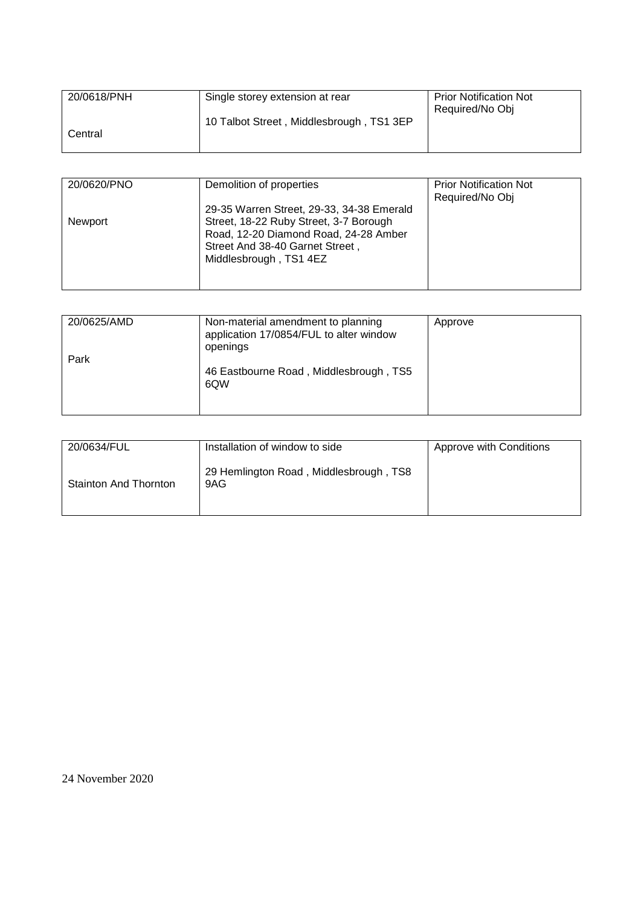| | | |
|---|---|---|
| 20/0618/PNH<br><br>Central | Single storey extension at rear<br><br>10 Talbot Street , Middlesbrough , TS1 3EP | Prior Notification Not Required/No Obj |

| | | |
|---|---|---|
| 20/0620/PNO<br><br>Newport | Demolition of properties<br><br>29-35 Warren Street, 29-33, 34-38 Emerald Street, 18-22 Ruby Street, 3-7 Borough Road, 12-20 Diamond Road, 24-28 Amber Street And 38-40 Garnet Street , Middlesbrough , TS1 4EZ | Prior Notification Not Required/No Obj |

| | | |
|---|---|---|
| 20/0625/AMD<br><br>Park | Non-material amendment to planning application 17/0854/FUL to alter window openings<br><br>46 Eastbourne Road , Middlesbrough , TS5 6QW | Approve |

| | | |
|---|---|---|
| 20/0634/FUL<br><br>Stainton And Thornton | Installation of window to side<br><br>29 Hemlington Road , Middlesbrough , TS8 9AG | Approve with Conditions |

24 November 2020